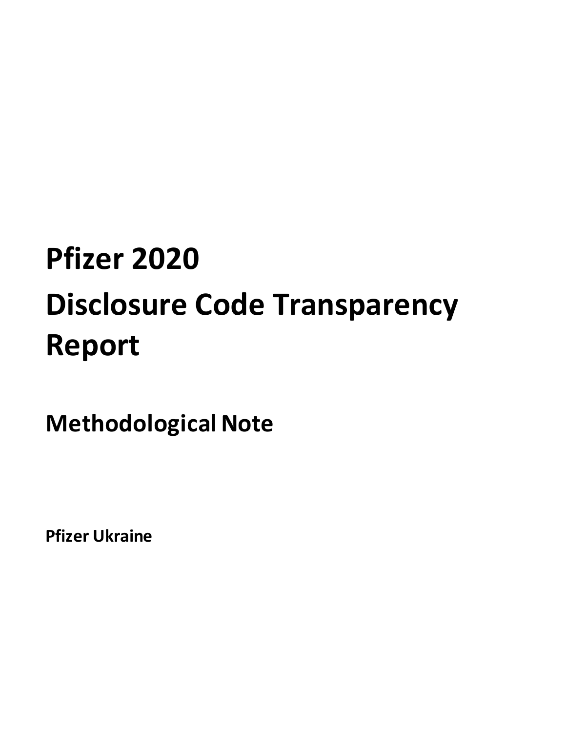# Pfizer 2020 Disclosure Code Transparency Report

## Methodological Note

**Pfizer Ukraine**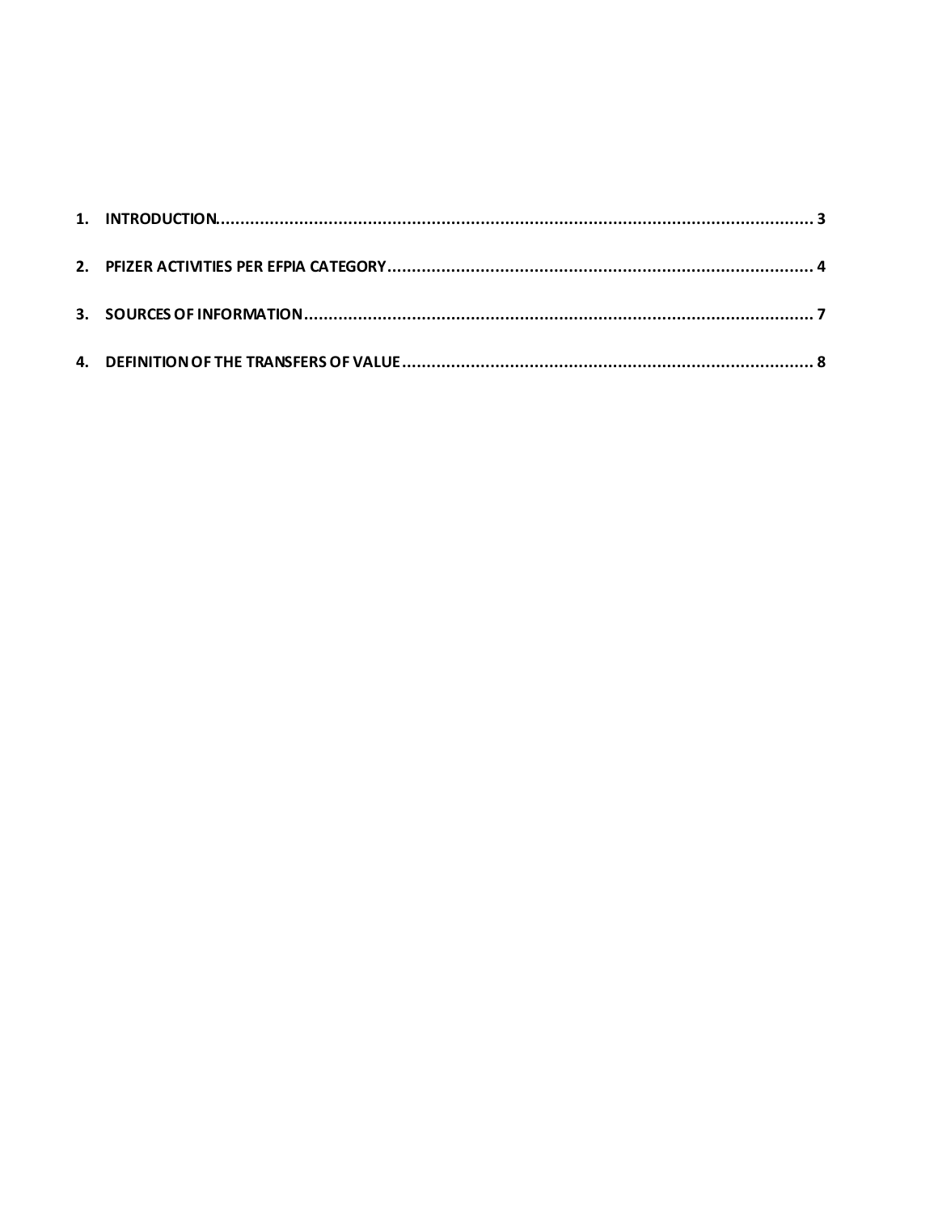1. **INTRODUCTION** ..................................................................................................................... 3

2. **PFIZER ACTIVITIES PER EFPIA CATEGORY** ..................................................................................... 4

3. **SOURCES OF INFORMATION** ....................................................................................................... 7

4. **DEFINITION OF THE TRANSFERS OF VALUE** .................................................................................. 8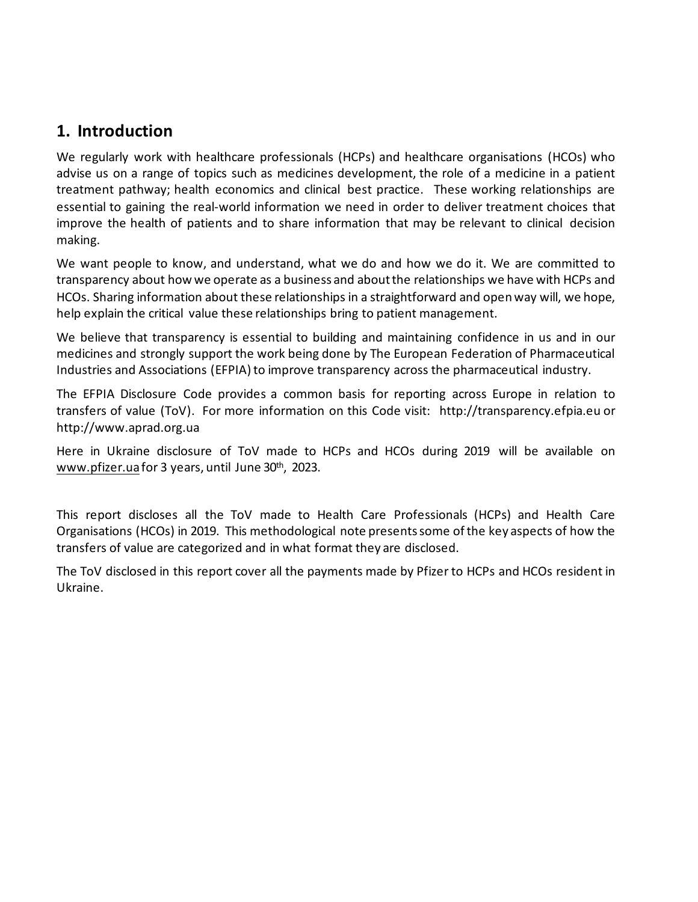## 1. Introduction

We regularly work with healthcare professionals (HCPs) and healthcare organisations (HCOs) who advise us on a range of topics such as medicines development, the role of a medicine in a patient treatment pathway; health economics and clinical best practice. These working relationships are essential to gaining the real-world information we need in order to deliver treatment choices that improve the health of patients and to share information that may be relevant to clinical decision making.

We want people to know, and understand, what we do and how we do it. We are committed to transparency about how we operate as a business and about the relationships we have with HCPs and HCOs. Sharing information about these relationships in a straightforward and open way will, we hope, help explain the critical value these relationships bring to patient management.

We believe that transparency is essential to building and maintaining confidence in us and in our medicines and strongly support the work being done by The European Federation of Pharmaceutical Industries and Associations (EFPIA) to improve transparency across the pharmaceutical industry.

The EFPIA Disclosure Code provides a common basis for reporting across Europe in relation to transfers of value (ToV). For more information on this Code visit: http://transparency.efpia.eu or http://www.aprad.org.ua

Here in Ukraine disclosure of ToV made to HCPs and HCOs during 2019 will be available on www.pfizer.ua for 3 years, until June 30th, 2023.

This report discloses all the ToV made to Health Care Professionals (HCPs) and Health Care Organisations (HCOs) in 2019. This methodological note presents some of the key aspects of how the transfers of value are categorized and in what format they are disclosed.

The ToV disclosed in this report cover all the payments made by Pfizer to HCPs and HCOs resident in Ukraine.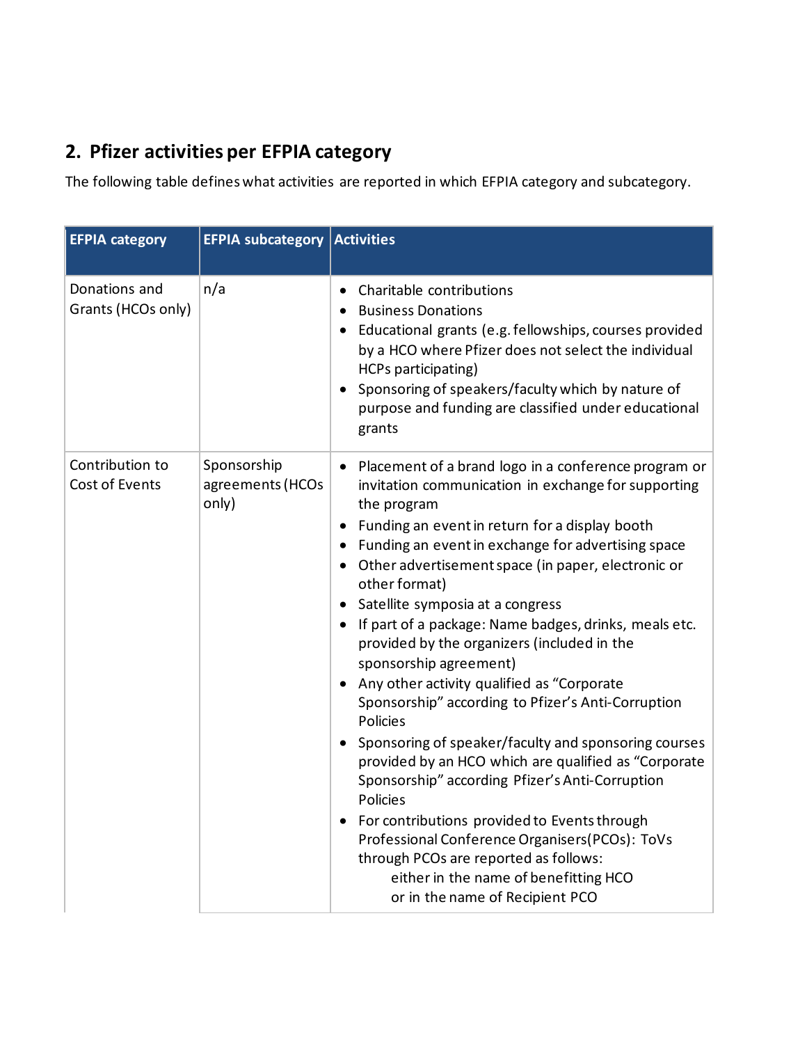## 2. Pfizer activities per EFPIA category

The following table defines what activities are reported in which EFPIA category and subcategory.

| EFPIA category | EFPIA subcategory | Activities |
|---|---|---|
| Donations and Grants (HCOs only) | n/a | • Charitable contributions<br>• Business Donations<br>• Educational grants (e.g. fellowships, courses provided by a HCO where Pfizer does not select the individual HCPs participating)<br>• Sponsoring of speakers/faculty which by nature of purpose and funding are classified under educational grants |
| Contribution to Cost of Events | Sponsorship agreements (HCOs only) | • Placement of a brand logo in a conference program or invitation communication in exchange for supporting the program<br>• Funding an event in return for a display booth<br>• Funding an event in exchange for advertising space<br>• Other advertisement space (in paper, electronic or other format)<br>• Satellite symposia at a congress<br>• If part of a package: Name badges, drinks, meals etc. provided by the organizers (included in the sponsorship agreement)<br>• Any other activity qualified as "Corporate Sponsorship" according to Pfizer's Anti-Corruption Policies<br>• Sponsoring of speaker/faculty and sponsoring courses provided by an HCO which are qualified as "Corporate Sponsorship" according Pfizer's Anti-Corruption Policies<br>• For contributions provided to Events through Professional Conference Organisers (PCOs): ToVs through PCOs are reported as follows:<br>either in the name of benefitting HCO<br>or in the name of Recipient PCO |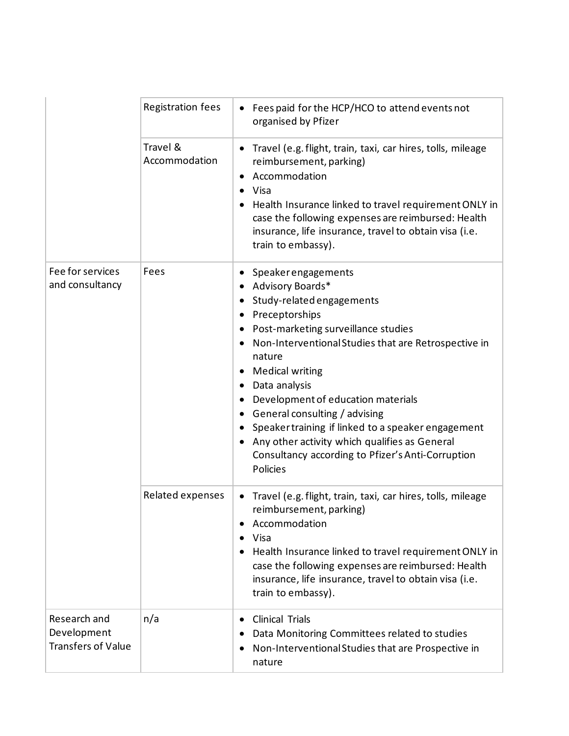| | | |
|---|---|---|
| | Registration fees | • Fees paid for the HCP/HCO to attend events not organised by Pfizer |
| | Travel & Accommodation | • Travel (e.g. flight, train, taxi, car hires, tolls, mileage reimbursement, parking)<br>• Accommodation<br>• Visa<br>• Health Insurance linked to travel requirement ONLY in case the following expenses are reimbursed: Health insurance, life insurance, travel to obtain visa (i.e. train to embassy). |
| Fee for services and consultancy | Fees | • Speaker engagements<br>• Advisory Boards*<br>• Study-related engagements<br>• Preceptorships<br>• Post-marketing surveillance studies<br>• Non-Interventional Studies that are Retrospective in nature<br>• Medical writing<br>• Data analysis<br>• Development of education materials<br>• General consulting / advising<br>• Speaker training if linked to a speaker engagement<br>• Any other activity which qualifies as General Consultancy according to Pfizer's Anti-Corruption Policies |
| | Related expenses | • Travel (e.g. flight, train, taxi, car hires, tolls, mileage reimbursement, parking)<br>• Accommodation<br>• Visa<br>• Health Insurance linked to travel requirement ONLY in case the following expenses are reimbursed: Health insurance, life insurance, travel to obtain visa (i.e. train to embassy). |
| Research and Development Transfers of Value | n/a | • Clinical Trials<br>• Data Monitoring Committees related to studies<br>• Non-Interventional Studies that are Prospective in nature |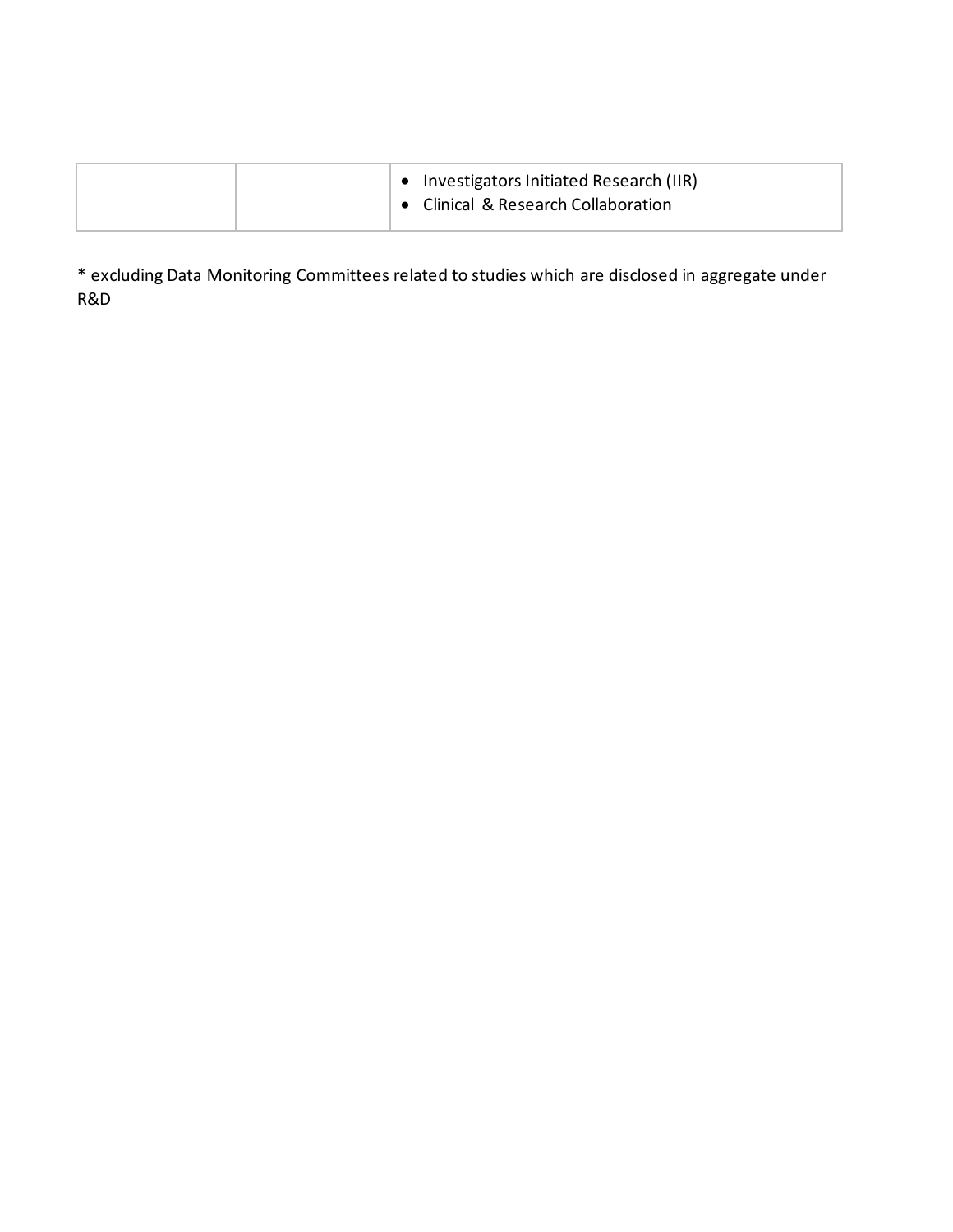|  |  | • Investigators Initiated Research (IIR)<br>• Clinical & Research Collaboration |
|---|---|---|

* excluding Data Monitoring Committees related to studies which are disclosed in aggregate under R&D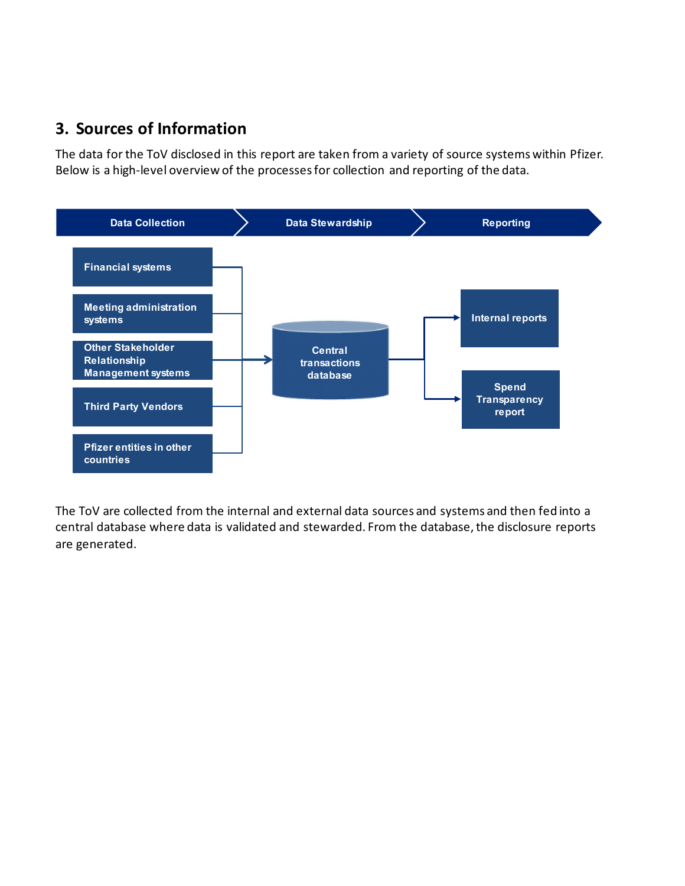## 3. Sources of Information

The data for the ToV disclosed in this report are taken from a variety of source systems within Pfizer. Below is a high-level overview of the processes for collection and reporting of the data.

**Data Collection** → **Data Stewardship** → **Reporting**

- Financial systems
- Meeting administration systems
- Other Stakeholder Relationship Management systems
- Third Party Vendors
- Pfizer entities in other countries

→ Central transactions database

→ Internal reports

→ Spend Transparency report

The ToV are collected from the internal and external data sources and systems and then fed into a central database where data is validated and stewarded. From the database, the disclosure reports are generated.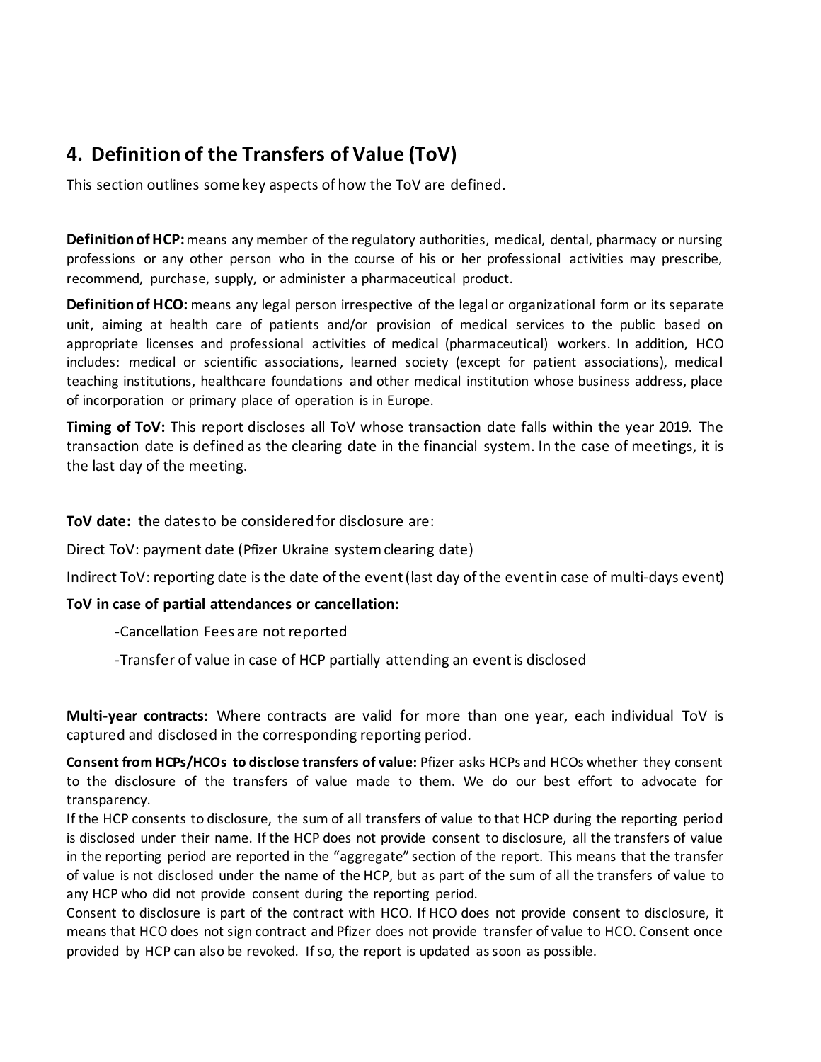## 4. Definition of the Transfers of Value (ToV)

This section outlines some key aspects of how the ToV are defined.

**Definition of HCP:** means any member of the regulatory authorities, medical, dental, pharmacy or nursing professions or any other person who in the course of his or her professional activities may prescribe, recommend, purchase, supply, or administer a pharmaceutical product.

**Definition of HCO:** means any legal person irrespective of the legal or organizational form or its separate unit, aiming at health care of patients and/or provision of medical services to the public based on appropriate licenses and professional activities of medical (pharmaceutical) workers. In addition, HCO includes: medical or scientific associations, learned society (except for patient associations), medical teaching institutions, healthcare foundations and other medical institution whose business address, place of incorporation or primary place of operation is in Europe.

**Timing of ToV:** This report discloses all ToV whose transaction date falls within the year 2019. The transaction date is defined as the clearing date in the financial system. In the case of meetings, it is the last day of the meeting.

**ToV date:** the dates to be considered for disclosure are:

Direct ToV: payment date (Pfizer Ukraine system clearing date)

Indirect ToV: reporting date is the date of the event (last day of the event in case of multi-days event)

**ToV in case of partial attendances or cancellation:**

-Cancellation Fees are not reported

-Transfer of value in case of HCP partially attending an event is disclosed

**Multi-year contracts:** Where contracts are valid for more than one year, each individual ToV is captured and disclosed in the corresponding reporting period.

**Consent from HCPs/HCOs to disclose transfers of value:** Pfizer asks HCPs and HCOs whether they consent to the disclosure of the transfers of value made to them. We do our best effort to advocate for transparency.

If the HCP consents to disclosure, the sum of all transfers of value to that HCP during the reporting period is disclosed under their name. If the HCP does not provide consent to disclosure, all the transfers of value in the reporting period are reported in the "aggregate" section of the report. This means that the transfer of value is not disclosed under the name of the HCP, but as part of the sum of all the transfers of value to any HCP who did not provide consent during the reporting period.

Consent to disclosure is part of the contract with HCO. If HCO does not provide consent to disclosure, it means that HCO does not sign contract and Pfizer does not provide transfer of value to HCO. Consent once provided by HCP can also be revoked. If so, the report is updated as soon as possible.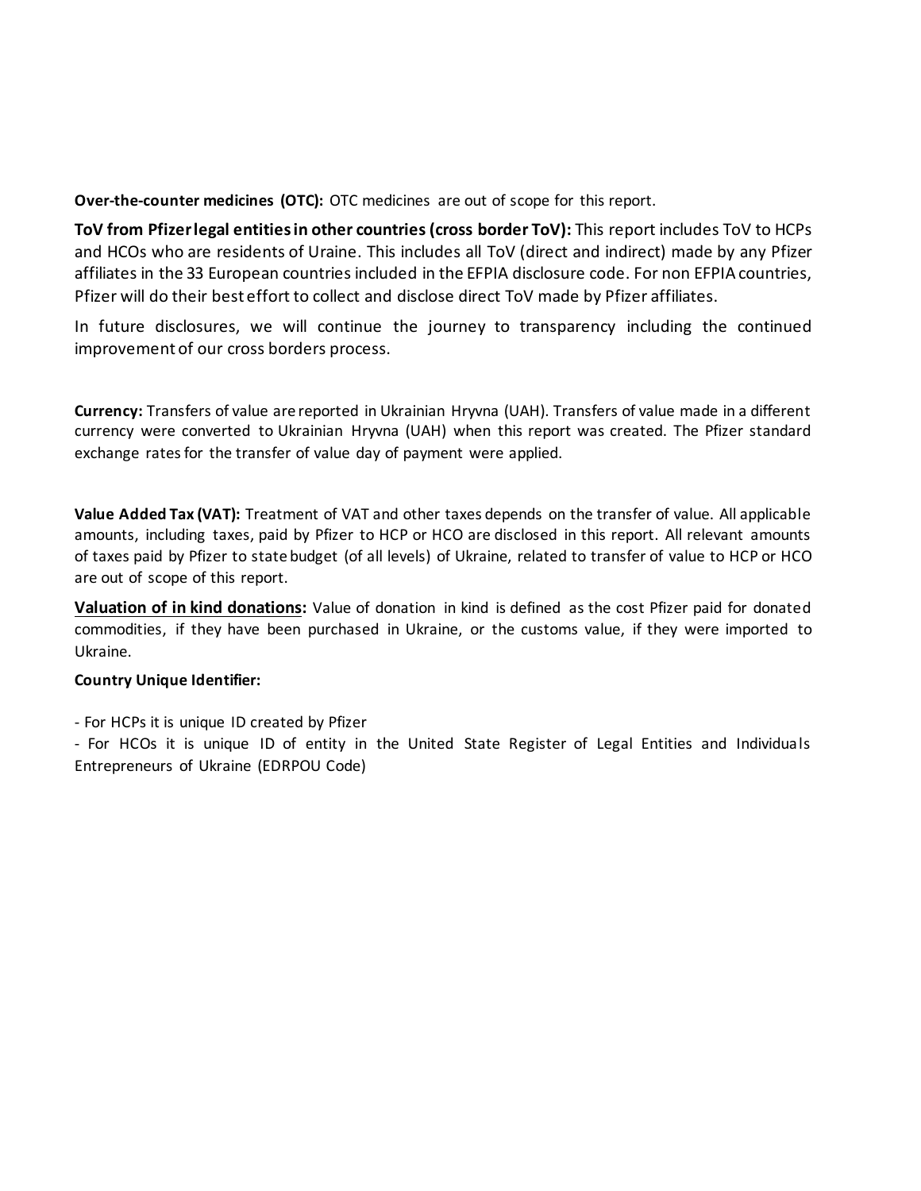**Over-the-counter medicines (OTC):** OTC medicines are out of scope for this report.

**ToV from Pfizer legal entities in other countries (cross border ToV):** This report includes ToV to HCPs and HCOs who are residents of Uraine. This includes all ToV (direct and indirect) made by any Pfizer affiliates in the 33 European countries included in the EFPIA disclosure code. For non EFPIA countries, Pfizer will do their best effort to collect and disclose direct ToV made by Pfizer affiliates.

In future disclosures, we will continue the journey to transparency including the continued improvement of our cross borders process.

**Currency:** Transfers of value are reported in Ukrainian Hryvna (UAH). Transfers of value made in a different currency were converted to Ukrainian Hryvna (UAH) when this report was created. The Pfizer standard exchange rates for the transfer of value day of payment were applied.

**Value Added Tax (VAT):** Treatment of VAT and other taxes depends on the transfer of value. All applicable amounts, including taxes, paid by Pfizer to HCP or HCO are disclosed in this report. All relevant amounts of taxes paid by Pfizer to state budget (of all levels) of Ukraine, related to transfer of value to HCP or HCO are out of scope of this report.

**Valuation of in kind donations:** Value of donation in kind is defined as the cost Pfizer paid for donated commodities, if they have been purchased in Ukraine, or the customs value, if they were imported to Ukraine.

**Country Unique Identifier:**

- For HCPs it is unique ID created by Pfizer
- For HCOs it is unique ID of entity in the United State Register of Legal Entities and Individuals Entrepreneurs of Ukraine (EDRPOU Code)